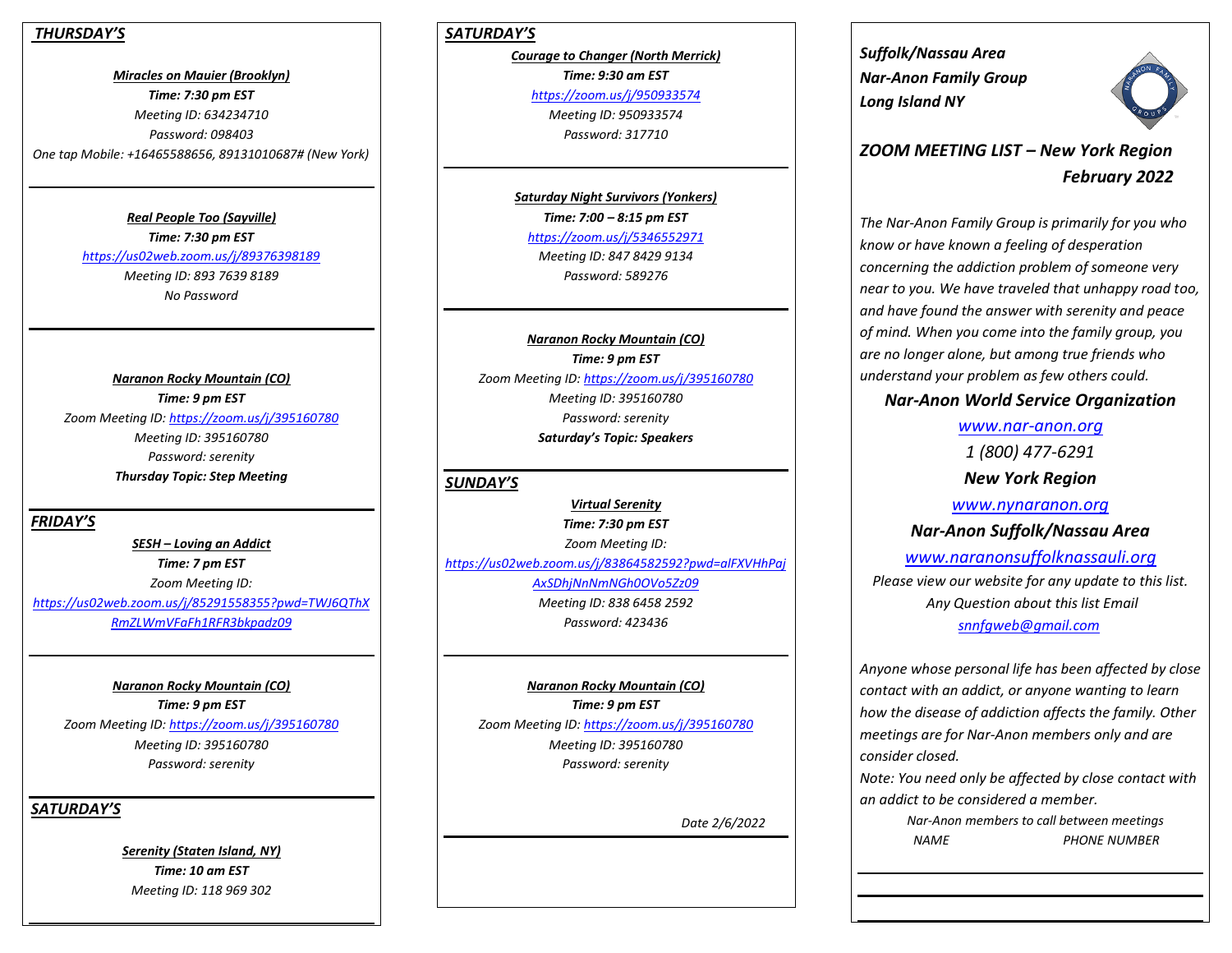## *THURSDAY'S*

***Miracles on Mauier (Brooklyn)***
***Time: 7:30 pm EST***
*Meeting ID: 634234710*
*Password: 098403*
*One tap Mobile: +16465588656, 89131010687# (New York)*

---

***Real People Too (Sayville)***
***Time: 7:30 pm EST***
*https://us02web.zoom.us/j/89376398189*
*Meeting ID: 893 7639 8189*
*No Password*

---

***Naranon Rocky Mountain (CO)***
***Time: 9 pm EST***
*Zoom Meeting ID: https://zoom.us/j/395160780*
*Meeting ID: 395160780*
*Password: serenity*
***Thursday Topic: Step Meeting***

## *FRIDAY'S*

***SESH – Loving an Addict***
***Time: 7 pm EST***
*Zoom Meeting ID:*
*https://us02web.zoom.us/j/85291558355?pwd=TWJ6QThXRmZLWmVFaFh1RFR3bkpadz09*

---

***Naranon Rocky Mountain (CO)***
***Time: 9 pm EST***
*Zoom Meeting ID: https://zoom.us/j/395160780*
*Meeting ID: 395160780*
*Password: serenity*

## *SATURDAY'S*

***Serenity (Staten Island, NY)***
***Time: 10 am EST***
*Meeting ID: 118 969 302*

## *SATURDAY'S*

***Courage to Changer (North Merrick)***
***Time: 9:30 am EST***
*https://zoom.us/j/950933574*
*Meeting ID: 950933574*
*Password: 317710*

---

***Saturday Night Survivors (Yonkers)***
***Time: 7:00 – 8:15 pm EST***
*https://zoom.us/j/5346552971*
*Meeting ID: 847 8429 9134*
*Password: 589276*

---

***Naranon Rocky Mountain (CO)***
***Time: 9 pm EST***
*Zoom Meeting ID: https://zoom.us/j/395160780*
*Meeting ID: 395160780*
*Password: serenity*
***Saturday's Topic: Speakers***

## *SUNDAY'S*

***Virtual Serenity***
***Time: 7:30 pm EST***
*Zoom Meeting ID:*
*https://us02web.zoom.us/j/83864582592?pwd=alFXVHhPajAxSDhjNnNmNGh0OVo5Zz09*
*Meeting ID: 838 6458 2592*
*Password: 423436*

---

***Naranon Rocky Mountain (CO)***
***Time: 9 pm EST***
*Zoom Meeting ID: https://zoom.us/j/395160780*
*Meeting ID: 395160780*
*Password: serenity*

*Date 2/6/2022*

---

***Suffolk/Nassau Area***
***Nar-Anon Family Group***
***Long Island NY***

## *ZOOM MEETING LIST – New York Region February 2022*

*The Nar-Anon Family Group is primarily for you who know or have known a feeling of desperation concerning the addiction problem of someone very near to you. We have traveled that unhappy road too, and have found the answer with serenity and peace of mind. When you come into the family group, you are no longer alone, but among true friends who understand your problem as few others could.*

***Nar-Anon World Service Organization***
*www.nar-anon.org*
*1 (800) 477-6291*

***New York Region***
*www.nynaranon.org*

***Nar-Anon Suffolk/Nassau Area***
*www.naranonsuffolknassauli.org*
*Please view our website for any update to this list.*
*Any Question about this list Email*
*snnfgweb@gmail.com*

*Anyone whose personal life has been affected by close contact with an addict, or anyone wanting to learn how the disease of addiction affects the family. Other meetings are for Nar-Anon members only and are consider closed.*

*Note: You need only be affected by close contact with an addict to be considered a member.*

*Nar-Anon members to call between meetings*

| *NAME* | *PHONE NUMBER* |
| --- | --- |
| | |
| | |
| | |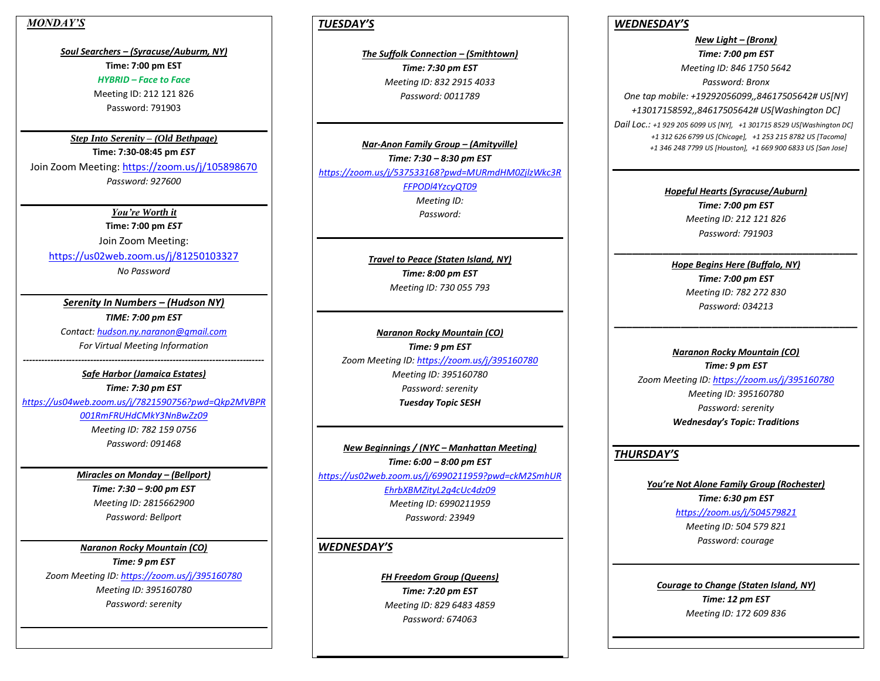## *MONDAY'S*

***Soul Searchers – (Syracuse/Auburn, NY)***
**Time: 7:00 pm EST**
***HYBRID – Face to Face***
Meeting ID: 212 121 826
Password: 791903

---

***Step Into Serenity – (Old Bethpage)***
**Time: 7:30-08:45 pm *EST***
Join Zoom Meeting: https://zoom.us/j/105898670
*Password: 927600*

---

***You're Worth it***
**Time: 7:00 pm *EST***
Join Zoom Meeting:
https://us02web.zoom.us/j/81250103327
*No Password*

---

***Serenity In Numbers – (Hudson NY)***
***TIME: 7:00 pm EST***
*Contact: hudson.ny.naranon@gmail.com*
*For Virtual Meeting Information*

---

***Safe Harbor (Jamaica Estates)***
***Time: 7:30 pm EST***
*https://us04web.zoom.us/j/7821590756?pwd=Qkp2MVBPR001RmFRUHdCMkY3NnBwZz09*
*Meeting ID: 782 159 0756*
*Password: 091468*

---

***Miracles on Monday – (Bellport)***
***Time: 7:30 – 9:00 pm EST***
*Meeting ID: 2815662900*
*Password: Bellport*

---

***Naranon Rocky Mountain (CO)***
***Time: 9 pm EST***
*Zoom Meeting ID: https://zoom.us/j/395160780*
*Meeting ID: 395160780*
*Password: serenity*

---

## *TUESDAY'S*

***The Suffolk Connection – (Smithtown)***
***Time: 7:30 pm EST***
*Meeting ID: 832 2915 4033*
*Password: 0011789*

---

***Nar-Anon Family Group – (Amityville)***
***Time: 7:30 – 8:30 pm EST***
*https://zoom.us/j/537533168?pwd=MURmdHM0ZjlzWkc3RFFPODl4YzcyQT09*
*Meeting ID:*
*Password:*

---

***Travel to Peace (Staten Island, NY)***
***Time: 8:00 pm EST***
*Meeting ID: 730 055 793*

---

***Naranon Rocky Mountain (CO)***
***Time: 9 pm EST***
*Zoom Meeting ID: https://zoom.us/j/395160780*
*Meeting ID: 395160780*
*Password: serenity*
***Tuesday Topic SESH***

---

***New Beginnings / (NYC – Manhattan Meeting)***
***Time: 6:00 – 8:00 pm EST***
*https://us02web.zoom.us/j/6990211959?pwd=ckM2SmhUREhrbXBMZityL2g4cUc4dz09*
*Meeting ID: 6990211959*
*Password: 23949*

---

## *WEDNESDAY'S*

***FH Freedom Group (Queens)***
***Time: 7:20 pm EST***
*Meeting ID: 829 6483 4859*
*Password: 674063*

---

***New Light – (Bronx)***
***Time: 7:00 pm EST***
*Meeting ID: 846 1750 5642*
*Password: Bronx*
*One tap mobile: +19292056099,,84617505642# US[NY] +13017158592,,84617505642# US[Washington DC]*
*Dail Loc.: +1 929 205 6099 US [NY], +1 301715 8529 US[Washington DC] +1 312 626 6799 US [Chicage], +1 253 215 8782 US [Tacoma] +1 346 248 7799 US [Houston], +1 669 900 6833 US [San Jose]*

---

***Hopeful Hearts (Syracuse/Auburn)***
***Time: 7:00 pm EST***
*Meeting ID: 212 121 826*
*Password: 791903*

---

***Hope Begins Here (Buffalo, NY)***
***Time: 7:00 pm EST***
*Meeting ID: 782 272 830*
*Password: 034213*

---

***Naranon Rocky Mountain (CO)***
***Time: 9 pm EST***
*Zoom Meeting ID: https://zoom.us/j/395160780*
*Meeting ID: 395160780*
*Password: serenity*
***Wednesday's Topic: Traditions***

---

## *THURSDAY'S*

***You're Not Alone Family Group (Rochester)***
***Time: 6:30 pm EST***
*https://zoom.us/j/504579821*
*Meeting ID: 504 579 821*
*Password: courage*

---

***Courage to Change (Staten Island, NY)***
***Time: 12 pm EST***
*Meeting ID: 172 609 836*